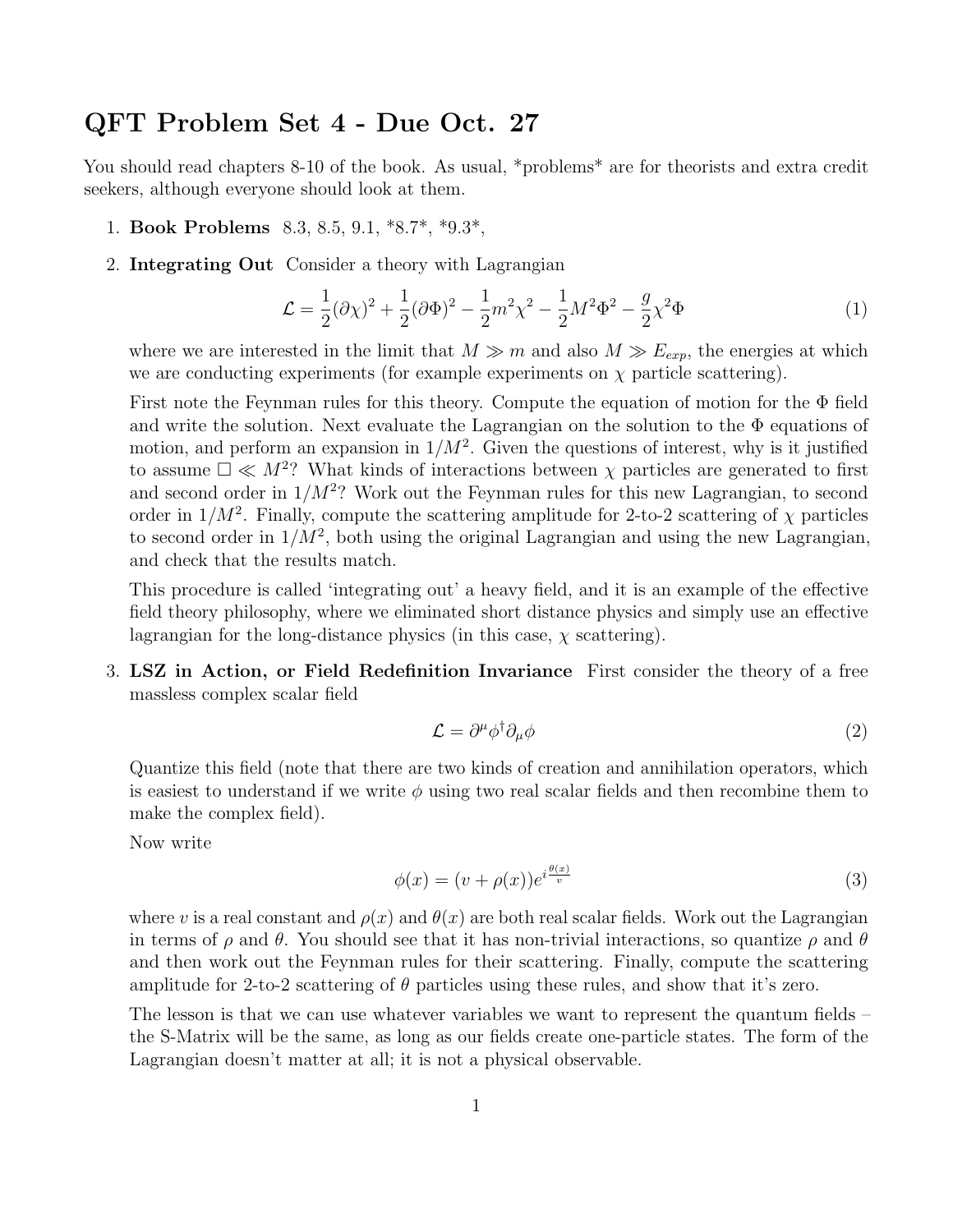# QFT Problem Set 4 - Due Oct. 27

You should read chapters 8-10 of the book. As usual, *problems* are for theorists and extra credit seekers, although everyone should look at them.

1. **Book Problems** 8.3, 8.5, 9.1, *8.7*, *9.3*,

2. **Integrating Out** Consider a theory with Lagrangian

$$\mathcal{L} = \frac{1}{2}(\partial\chi)^2 + \frac{1}{2}(\partial\Phi)^2 - \frac{1}{2}m^2\chi^2 - \frac{1}{2}M^2\Phi^2 - \frac{g}{2}\chi^2\Phi \tag{1}$$

   where we are interested in the limit that $M \gg m$ and also $M \gg E_{exp}$, the energies at which we are conducting experiments (for example experiments on $\chi$ particle scattering).

   First note the Feynman rules for this theory. Compute the equation of motion for the $\Phi$ field and write the solution. Next evaluate the Lagrangian on the solution to the $\Phi$ equations of motion, and perform an expansion in $1/M^2$. Given the questions of interest, why is it justified to assume $\Box \ll M^2$? What kinds of interactions between $\chi$ particles are generated to first and second order in $1/M^2$? Work out the Feynman rules for this new Lagrangian, to second order in $1/M^2$. Finally, compute the scattering amplitude for 2-to-2 scattering of $\chi$ particles to second order in $1/M^2$, both using the original Lagrangian and using the new Lagrangian, and check that the results match.

   This procedure is called 'integrating out' a heavy field, and it is an example of the effective field theory philosophy, where we eliminated short distance physics and simply use an effective lagrangian for the long-distance physics (in this case, $\chi$ scattering).

3. **LSZ in Action, or Field Redefinition Invariance** First consider the theory of a free massless complex scalar field

$$\mathcal{L} = \partial^\mu\phi^\dagger\partial_\mu\phi \tag{2}$$

   Quantize this field (note that there are two kinds of creation and annihilation operators, which is easiest to understand if we write $\phi$ using two real scalar fields and then recombine them to make the complex field).

   Now write

$$\phi(x) = (v + \rho(x))e^{i\frac{\theta(x)}{v}} \tag{3}$$

   where $v$ is a real constant and $\rho(x)$ and $\theta(x)$ are both real scalar fields. Work out the Lagrangian in terms of $\rho$ and $\theta$. You should see that it has non-trivial interactions, so quantize $\rho$ and $\theta$ and then work out the Feynman rules for their scattering. Finally, compute the scattering amplitude for 2-to-2 scattering of $\theta$ particles using these rules, and show that it's zero.

   The lesson is that we can use whatever variables we want to represent the quantum fields – the S-Matrix will be the same, as long as our fields create one-particle states. The form of the Lagrangian doesn't matter at all; it is not a physical observable.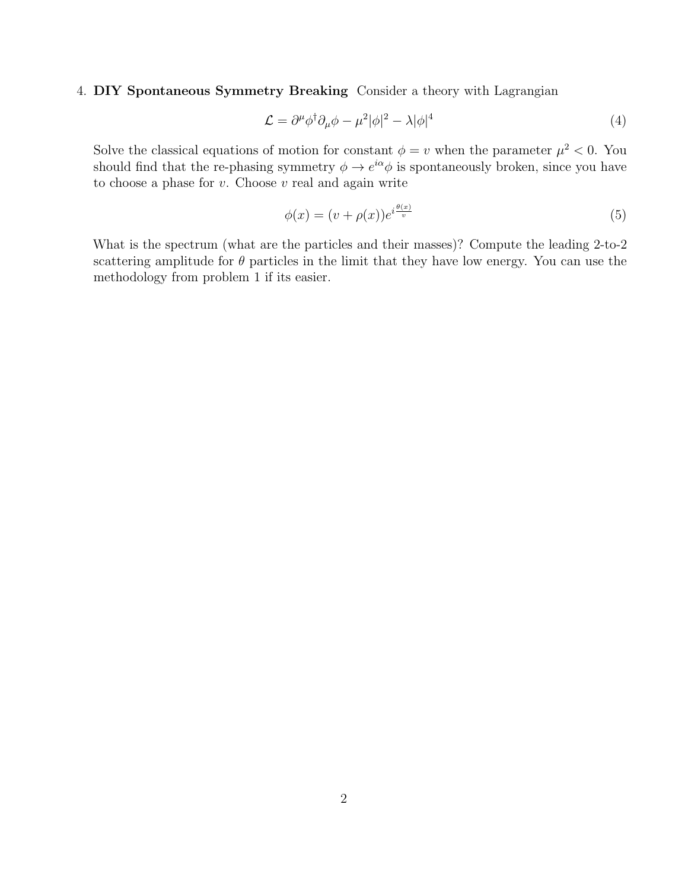4. **DIY Spontaneous Symmetry Breaking** Consider a theory with Lagrangian

$$\mathcal{L} = \partial^\mu \phi^\dagger \partial_\mu \phi - \mu^2 |\phi|^2 - \lambda |\phi|^4 \tag{4}$$

Solve the classical equations of motion for constant $\phi = v$ when the parameter $\mu^2 < 0$. You should find that the re-phasing symmetry $\phi \to e^{i\alpha}\phi$ is spontaneously broken, since you have to choose a phase for $v$. Choose $v$ real and again write

$$\phi(x) = (v + \rho(x)) e^{i\frac{\theta(x)}{v}} \tag{5}$$

What is the spectrum (what are the particles and their masses)? Compute the leading 2-to-2 scattering amplitude for $\theta$ particles in the limit that they have low energy. You can use the methodology from problem 1 if its easier.